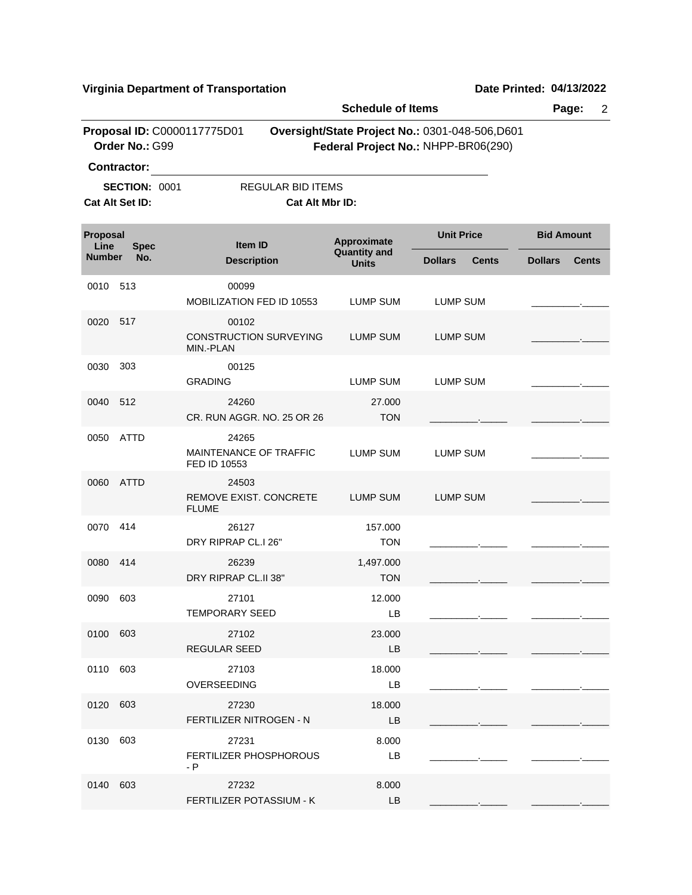**Virginia Department of Transportation** **Date Printed: 04/13/2022**

**Schedule of Items**

**Proposal ID:** C0000117775D01 **Oversight/State Project No.:** 0301-048-506,D601
**Order No.:** G99 **Federal Project No.:** NHPP-BR06(290)

**Contractor:** ______________________________

**SECTION:** 0001 REGULAR BID ITEMS

**Cat Alt Set ID:** **Cat Alt Mbr ID:**

| Proposal Line Number | Spec No. | Item ID / Description | Approximate Quantity and Units | Unit Price | | Bid Amount | |
|---|---|---|---|---|---|---|---|
| | | | | Dollars | Cents | Dollars | Cents |
| 0010 | 513 | 00099 MOBILIZATION FED ID 10553 | LUMP SUM | LUMP SUM | | ________ | _____ |
| 0020 | 517 | 00102 CONSTRUCTION SURVEYING MIN.-PLAN | LUMP SUM | LUMP SUM | | ________ | _____ |
| 0030 | 303 | 00125 GRADING | LUMP SUM | LUMP SUM | | ________ | _____ |
| 0040 | 512 | 24260 CR. RUN AGGR. NO. 25 OR 26 | 27.000 TON | ________ | _____ | ________ | _____ |
| 0050 | ATTD | 24265 MAINTENANCE OF TRAFFIC FED ID 10553 | LUMP SUM | LUMP SUM | | ________ | _____ |
| 0060 | ATTD | 24503 REMOVE EXIST. CONCRETE FLUME | LUMP SUM | LUMP SUM | | ________ | _____ |
| 0070 | 414 | 26127 DRY RIPRAP CL.I 26" | 157.000 TON | ________ | _____ | ________ | _____ |
| 0080 | 414 | 26239 DRY RIPRAP CL.II 38" | 1,497.000 TON | ________ | _____ | ________ | _____ |
| 0090 | 603 | 27101 TEMPORARY SEED | 12.000 LB | ________ | _____ | ________ | _____ |
| 0100 | 603 | 27102 REGULAR SEED | 23.000 LB | ________ | _____ | ________ | _____ |
| 0110 | 603 | 27103 OVERSEEDING | 18.000 LB | ________ | _____ | ________ | _____ |
| 0120 | 603 | 27230 FERTILIZER NITROGEN - N | 18.000 LB | ________ | _____ | ________ | _____ |
| 0130 | 603 | 27231 FERTILIZER PHOSPHOROUS - P | 8.000 LB | ________ | _____ | ________ | _____ |
| 0140 | 603 | 27232 FERTILIZER POTASSIUM - K | 8.000 LB | ________ | _____ | ________ | _____ |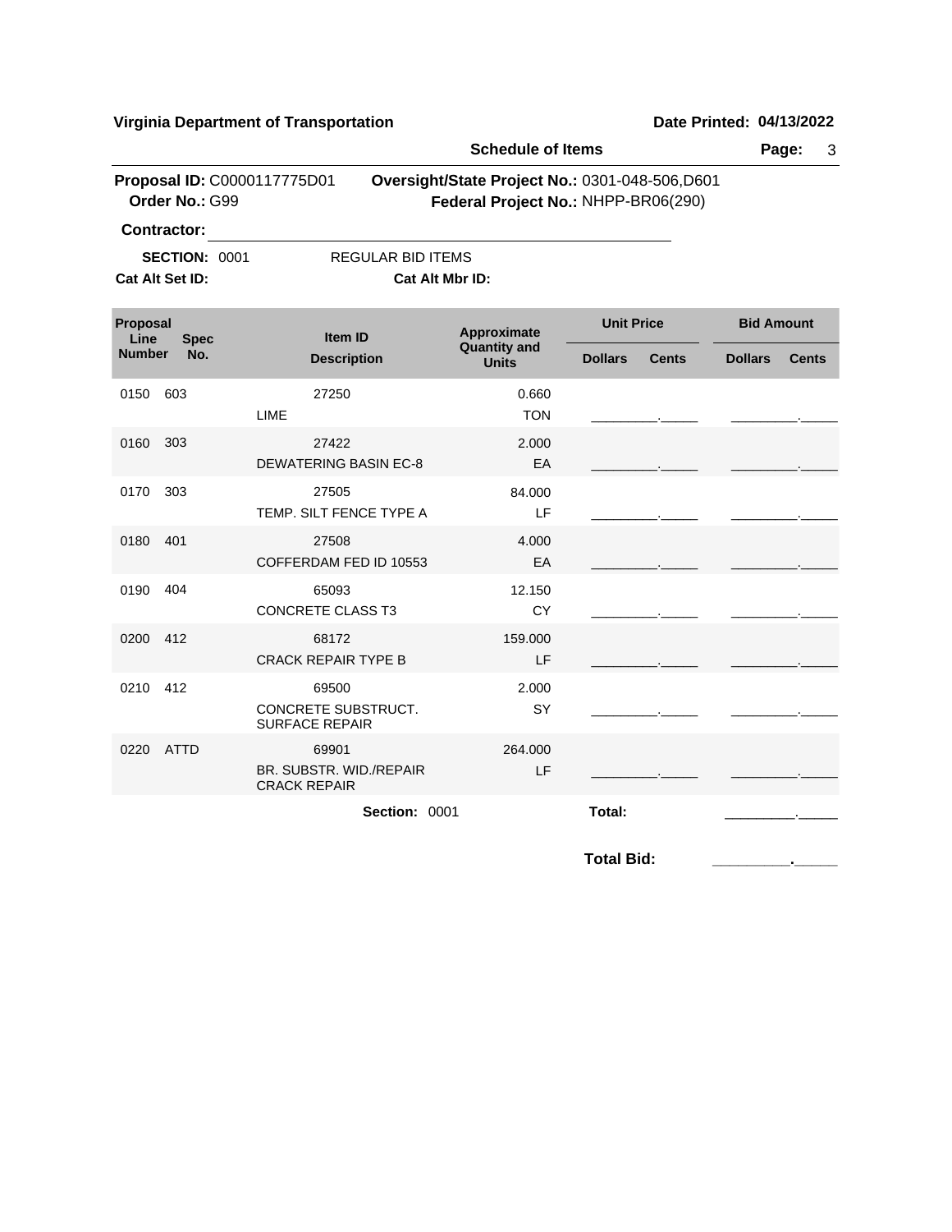**Virginia Department of Transportation** **Date Printed: 04/13/2022**

**Schedule of Items**

**Proposal ID:** C0000117775D01 **Oversight/State Project No.:** 0301-048-506,D601

**Order No.:** G99 **Federal Project No.:** NHPP-BR06(290)

**Contractor:** ______________________________

**SECTION:** 0001 REGULAR BID ITEMS

**Cat Alt Set ID:** **Cat Alt Mbr ID:**

| Proposal Line Number | Spec No. | Item ID / Description | Approximate Quantity and Units | Unit Price Dollars | Unit Price Cents | Bid Amount Dollars | Bid Amount Cents |
|---|---|---|---|---|---|---|---|
| 0150 | 603 | 27250 LIME | 0.660 TON | ________ | _____ | ________ | _____ |
| 0160 | 303 | 27422 DEWATERING BASIN EC-8 | 2.000 EA | ________ | _____ | ________ | _____ |
| 0170 | 303 | 27505 TEMP. SILT FENCE TYPE A | 84.000 LF | ________ | _____ | ________ | _____ |
| 0180 | 401 | 27508 COFFERDAM FED ID 10553 | 4.000 EA | ________ | _____ | ________ | _____ |
| 0190 | 404 | 65093 CONCRETE CLASS T3 | 12.150 CY | ________ | _____ | ________ | _____ |
| 0200 | 412 | 68172 CRACK REPAIR TYPE B | 159.000 LF | ________ | _____ | ________ | _____ |
| 0210 | 412 | 69500 CONCRETE SUBSTRUCT. SURFACE REPAIR | 2.000 SY | ________ | _____ | ________ | _____ |
| 0220 | ATTD | 69901 BR. SUBSTR. WID./REPAIR CRACK REPAIR | 264.000 LF | ________ | _____ | ________ | _____ |
| | | **Section:** 0001 | | **Total:** | | ________ | _____ |

**Total Bid:** ________._____